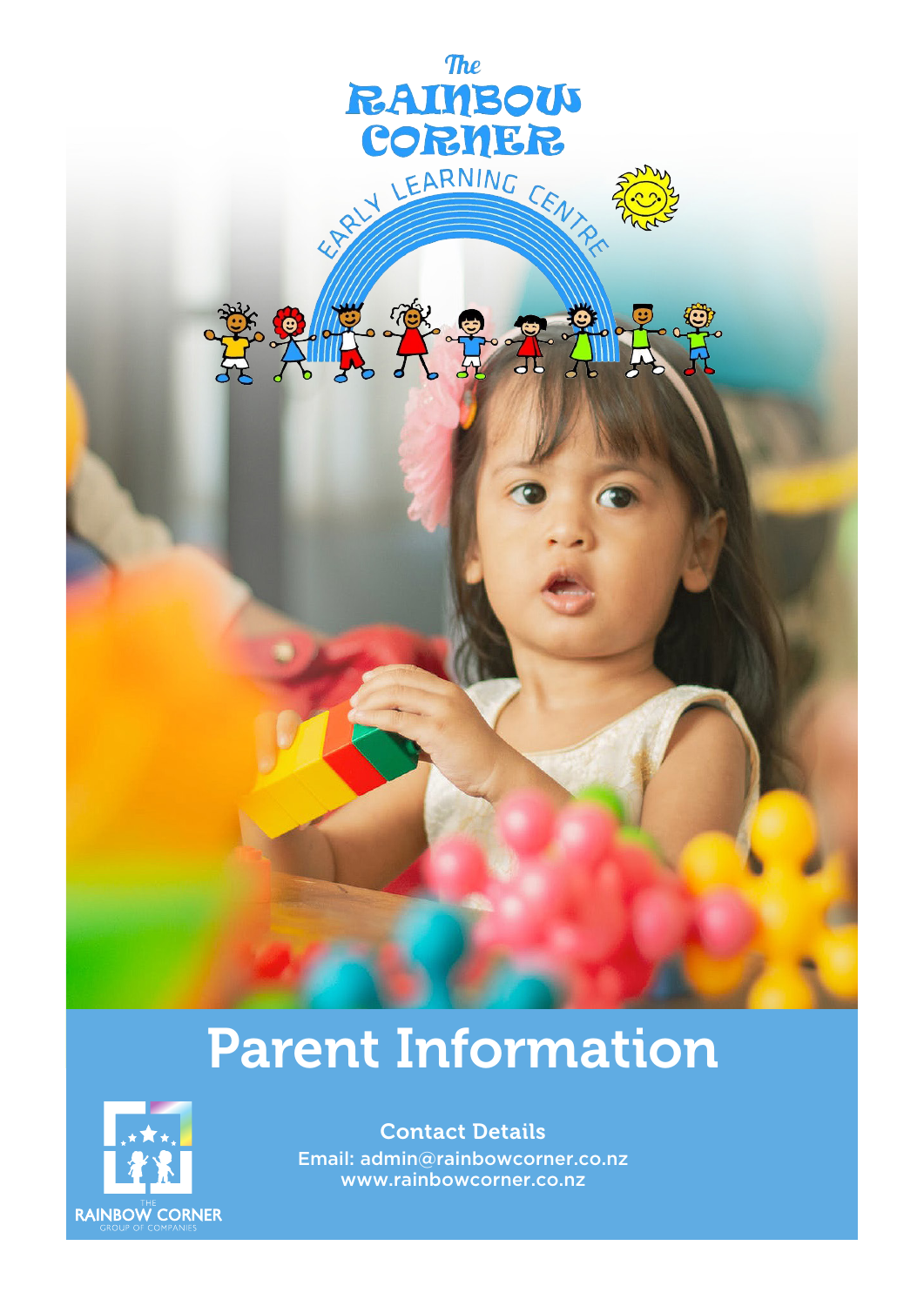The Rainbow Corner

Early Learning Centre

# Parent Information

**Contact Details**

Email: admin@rainbowcorner.co.nz

www.rainbowcorner.co.nz

THE RAINBOW CORNER GROUP OF COMPANIES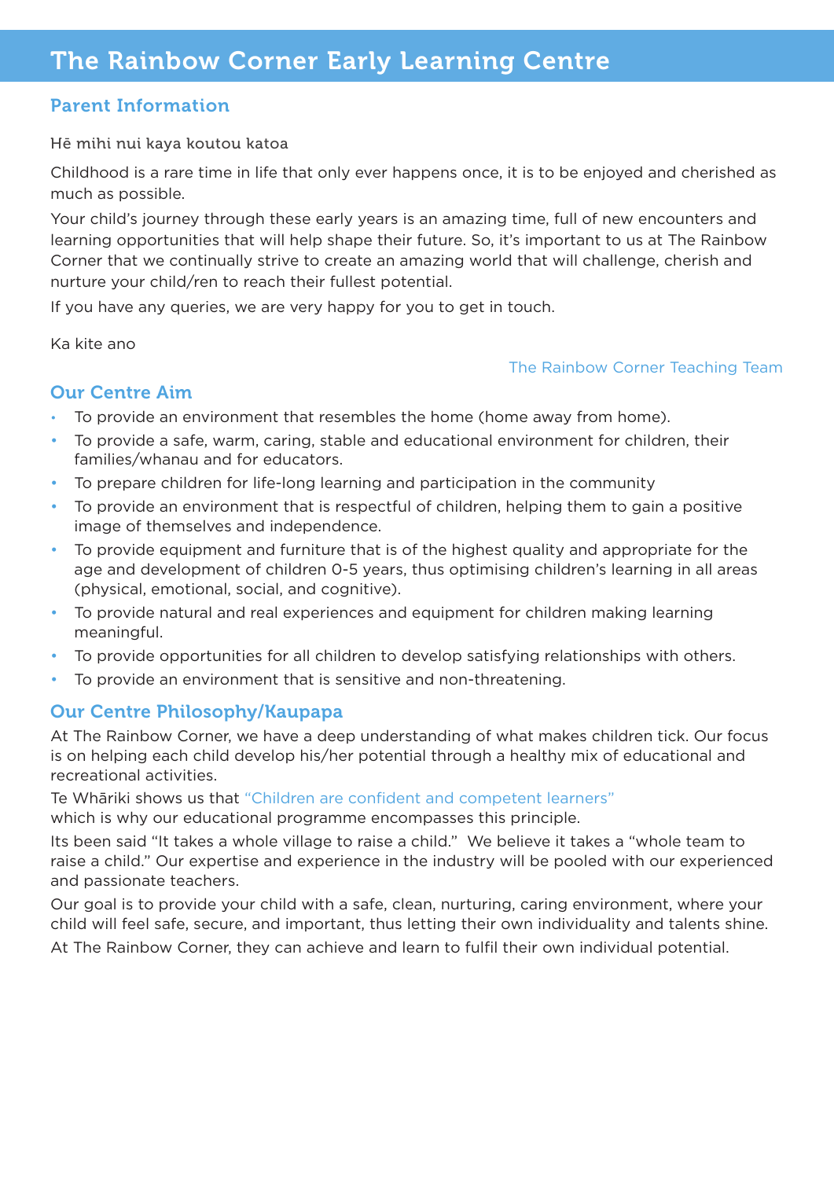# The Rainbow Corner Early Learning Centre

## Parent Information

Hē mihi nui kaya koutou katoa

Childhood is a rare time in life that only ever happens once, it is to be enjoyed and cherished as much as possible.

Your child's journey through these early years is an amazing time, full of new encounters and learning opportunities that will help shape their future. So, it's important to us at The Rainbow Corner that we continually strive to create an amazing world that will challenge, cherish and nurture your child/ren to reach their fullest potential.

If you have any queries, we are very happy for you to get in touch.

Ka kite ano

The Rainbow Corner Teaching Team

## Our Centre Aim

- To provide an environment that resembles the home (home away from home).
- To provide a safe, warm, caring, stable and educational environment for children, their families/whanau and for educators.
- To prepare children for life-long learning and participation in the community
- To provide an environment that is respectful of children, helping them to gain a positive image of themselves and independence.
- To provide equipment and furniture that is of the highest quality and appropriate for the age and development of children 0-5 years, thus optimising children's learning in all areas (physical, emotional, social, and cognitive).
- To provide natural and real experiences and equipment for children making learning meaningful.
- To provide opportunities for all children to develop satisfying relationships with others.
- To provide an environment that is sensitive and non-threatening.

## Our Centre Philosophy/Kaupapa

At The Rainbow Corner, we have a deep understanding of what makes children tick. Our focus is on helping each child develop his/her potential through a healthy mix of educational and recreational activities.

Te Whāriki shows us that "Children are confident and competent learners" which is why our educational programme encompasses this principle.

Its been said "It takes a whole village to raise a child." We believe it takes a "whole team to raise a child." Our expertise and experience in the industry will be pooled with our experienced and passionate teachers.

Our goal is to provide your child with a safe, clean, nurturing, caring environment, where your child will feel safe, secure, and important, thus letting their own individuality and talents shine.

At The Rainbow Corner, they can achieve and learn to fulfil their own individual potential.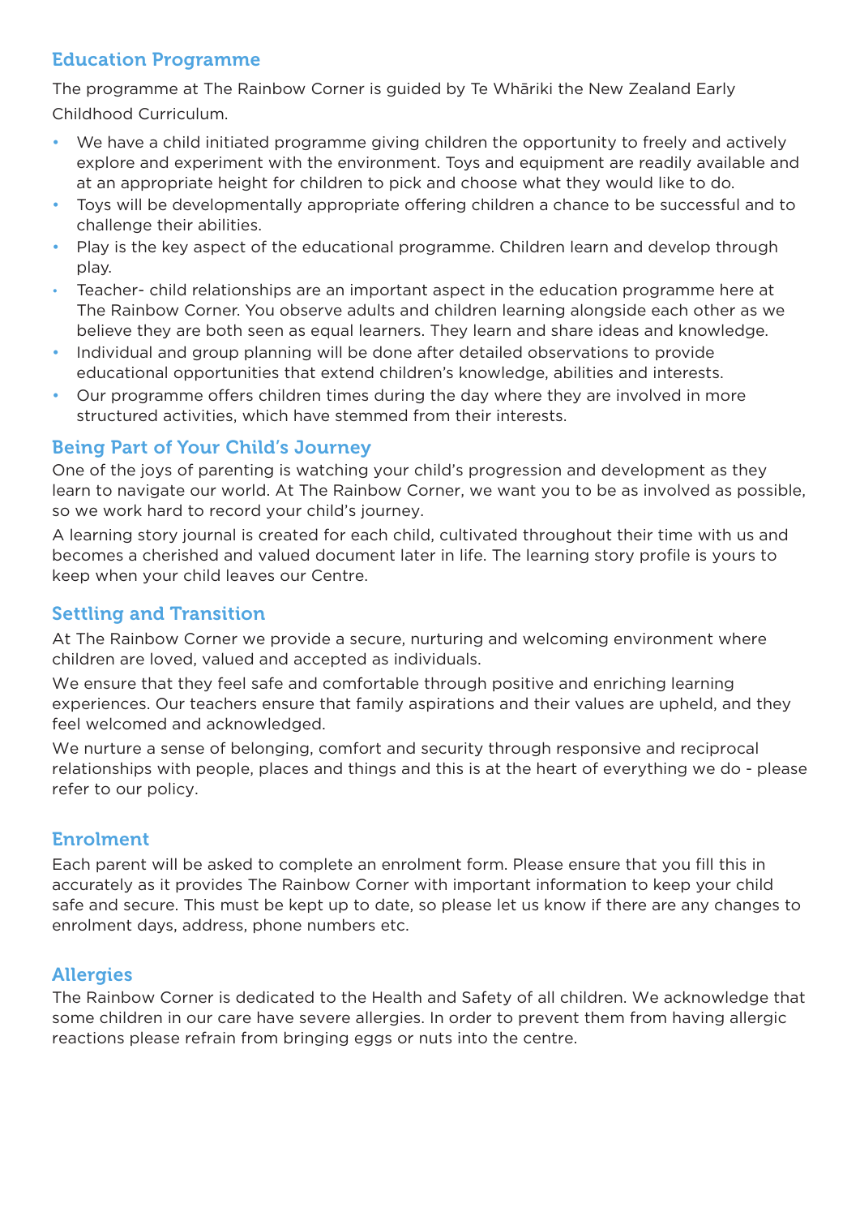## Education Programme

The programme at The Rainbow Corner is guided by Te Whāriki the New Zealand Early Childhood Curriculum.

- We have a child initiated programme giving children the opportunity to freely and actively explore and experiment with the environment. Toys and equipment are readily available and at an appropriate height for children to pick and choose what they would like to do.
- Toys will be developmentally appropriate offering children a chance to be successful and to challenge their abilities.
- Play is the key aspect of the educational programme. Children learn and develop through play.
- Teacher- child relationships are an important aspect in the education programme here at The Rainbow Corner. You observe adults and children learning alongside each other as we believe they are both seen as equal learners. They learn and share ideas and knowledge.
- Individual and group planning will be done after detailed observations to provide educational opportunities that extend children's knowledge, abilities and interests.
- Our programme offers children times during the day where they are involved in more structured activities, which have stemmed from their interests.

## Being Part of Your Child's Journey

One of the joys of parenting is watching your child's progression and development as they learn to navigate our world. At The Rainbow Corner, we want you to be as involved as possible, so we work hard to record your child's journey.

A learning story journal is created for each child, cultivated throughout their time with us and becomes a cherished and valued document later in life. The learning story profile is yours to keep when your child leaves our Centre.

## Settling and Transition

At The Rainbow Corner we provide a secure, nurturing and welcoming environment where children are loved, valued and accepted as individuals.

We ensure that they feel safe and comfortable through positive and enriching learning experiences. Our teachers ensure that family aspirations and their values are upheld, and they feel welcomed and acknowledged.

We nurture a sense of belonging, comfort and security through responsive and reciprocal relationships with people, places and things and this is at the heart of everything we do - please refer to our policy.

## Enrolment

Each parent will be asked to complete an enrolment form. Please ensure that you fill this in accurately as it provides The Rainbow Corner with important information to keep your child safe and secure. This must be kept up to date, so please let us know if there are any changes to enrolment days, address, phone numbers etc.

## Allergies

The Rainbow Corner is dedicated to the Health and Safety of all children. We acknowledge that some children in our care have severe allergies. In order to prevent them from having allergic reactions please refrain from bringing eggs or nuts into the centre.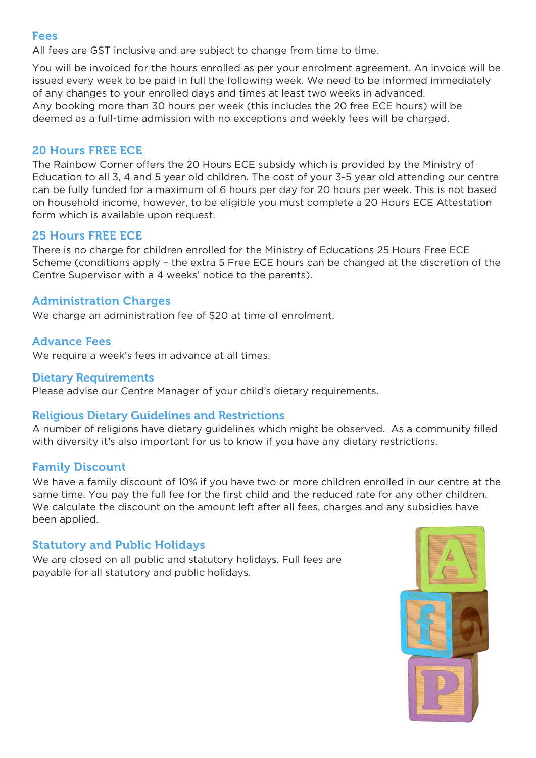## Fees

All fees are GST inclusive and are subject to change from time to time.

You will be invoiced for the hours enrolled as per your enrolment agreement. An invoice will be issued every week to be paid in full the following week. We need to be informed immediately of any changes to your enrolled days and times at least two weeks in advanced.
Any booking more than 30 hours per week (this includes the 20 free ECE hours) will be deemed as a full-time admission with no exceptions and weekly fees will be charged.

## 20 Hours FREE ECE

The Rainbow Corner offers the 20 Hours ECE subsidy which is provided by the Ministry of Education to all 3, 4 and 5 year old children. The cost of your 3-5 year old attending our centre can be fully funded for a maximum of 6 hours per day for 20 hours per week. This is not based on household income, however, to be eligible you must complete a 20 Hours ECE Attestation form which is available upon request.

## 25 Hours FREE ECE

There is no charge for children enrolled for the Ministry of Educations 25 Hours Free ECE Scheme (conditions apply – the extra 5 Free ECE hours can be changed at the discretion of the Centre Supervisor with a 4 weeks' notice to the parents).

## Administration Charges

We charge an administration fee of $20 at time of enrolment.

## Advance Fees

We require a week's fees in advance at all times.

## Dietary Requirements

Please advise our Centre Manager of your child's dietary requirements.

## Religious Dietary Guidelines and Restrictions

A number of religions have dietary guidelines which might be observed. As a community filled with diversity it's also important for us to know if you have any dietary restrictions.

## Family Discount

We have a family discount of 10% if you have two or more children enrolled in our centre at the same time. You pay the full fee for the first child and the reduced rate for any other children. We calculate the discount on the amount left after all fees, charges and any subsidies have been applied.

## Statutory and Public Holidays

We are closed on all public and statutory holidays. Full fees are payable for all statutory and public holidays.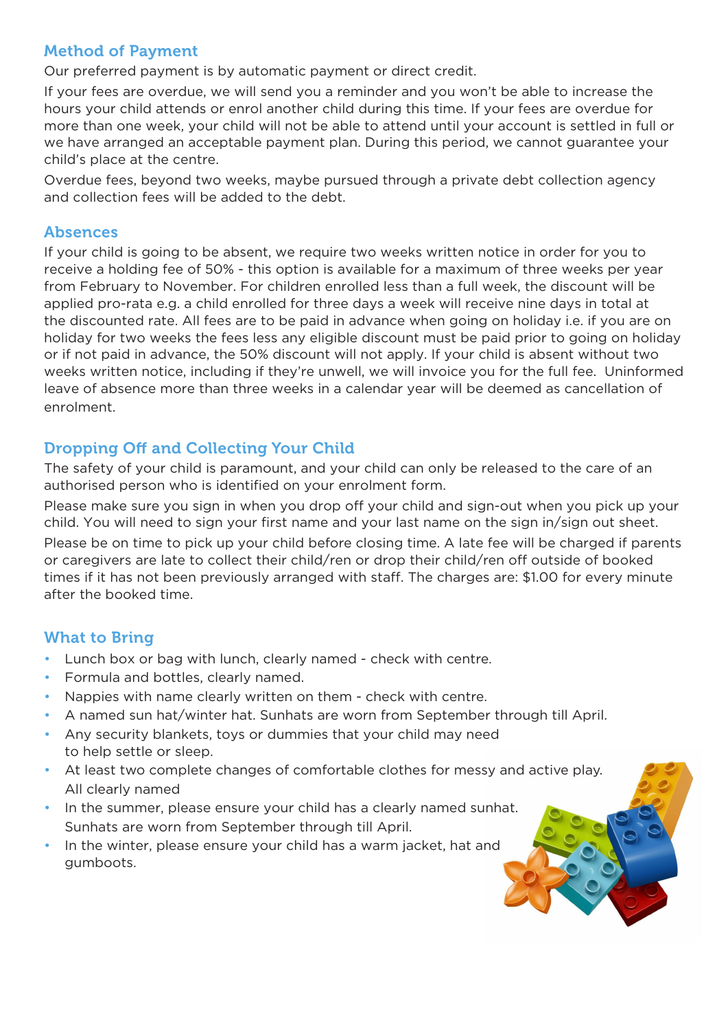## Method of Payment

Our preferred payment is by automatic payment or direct credit.

If your fees are overdue, we will send you a reminder and you won't be able to increase the hours your child attends or enrol another child during this time. If your fees are overdue for more than one week, your child will not be able to attend until your account is settled in full or we have arranged an acceptable payment plan. During this period, we cannot guarantee your child's place at the centre.

Overdue fees, beyond two weeks, maybe pursued through a private debt collection agency and collection fees will be added to the debt.

## Absences

If your child is going to be absent, we require two weeks written notice in order for you to receive a holding fee of 50% - this option is available for a maximum of three weeks per year from February to November. For children enrolled less than a full week, the discount will be applied pro-rata e.g. a child enrolled for three days a week will receive nine days in total at the discounted rate. All fees are to be paid in advance when going on holiday i.e. if you are on holiday for two weeks the fees less any eligible discount must be paid prior to going on holiday or if not paid in advance, the 50% discount will not apply. If your child is absent without two weeks written notice, including if they're unwell, we will invoice you for the full fee. Uninformed leave of absence more than three weeks in a calendar year will be deemed as cancellation of enrolment.

## Dropping Off and Collecting Your Child

The safety of your child is paramount, and your child can only be released to the care of an authorised person who is identified on your enrolment form.

Please make sure you sign in when you drop off your child and sign-out when you pick up your child. You will need to sign your first name and your last name on the sign in/sign out sheet.

Please be on time to pick up your child before closing time. A late fee will be charged if parents or caregivers are late to collect their child/ren or drop their child/ren off outside of booked times if it has not been previously arranged with staff. The charges are: $1.00 for every minute after the booked time.

## What to Bring

- Lunch box or bag with lunch, clearly named - check with centre.
- Formula and bottles, clearly named.
- Nappies with name clearly written on them - check with centre.
- A named sun hat/winter hat. Sunhats are worn from September through till April.
- Any security blankets, toys or dummies that your child may need to help settle or sleep.
- At least two complete changes of comfortable clothes for messy and active play. All clearly named
- In the summer, please ensure your child has a clearly named sunhat. Sunhats are worn from September through till April.
- In the winter, please ensure your child has a warm jacket, hat and gumboots.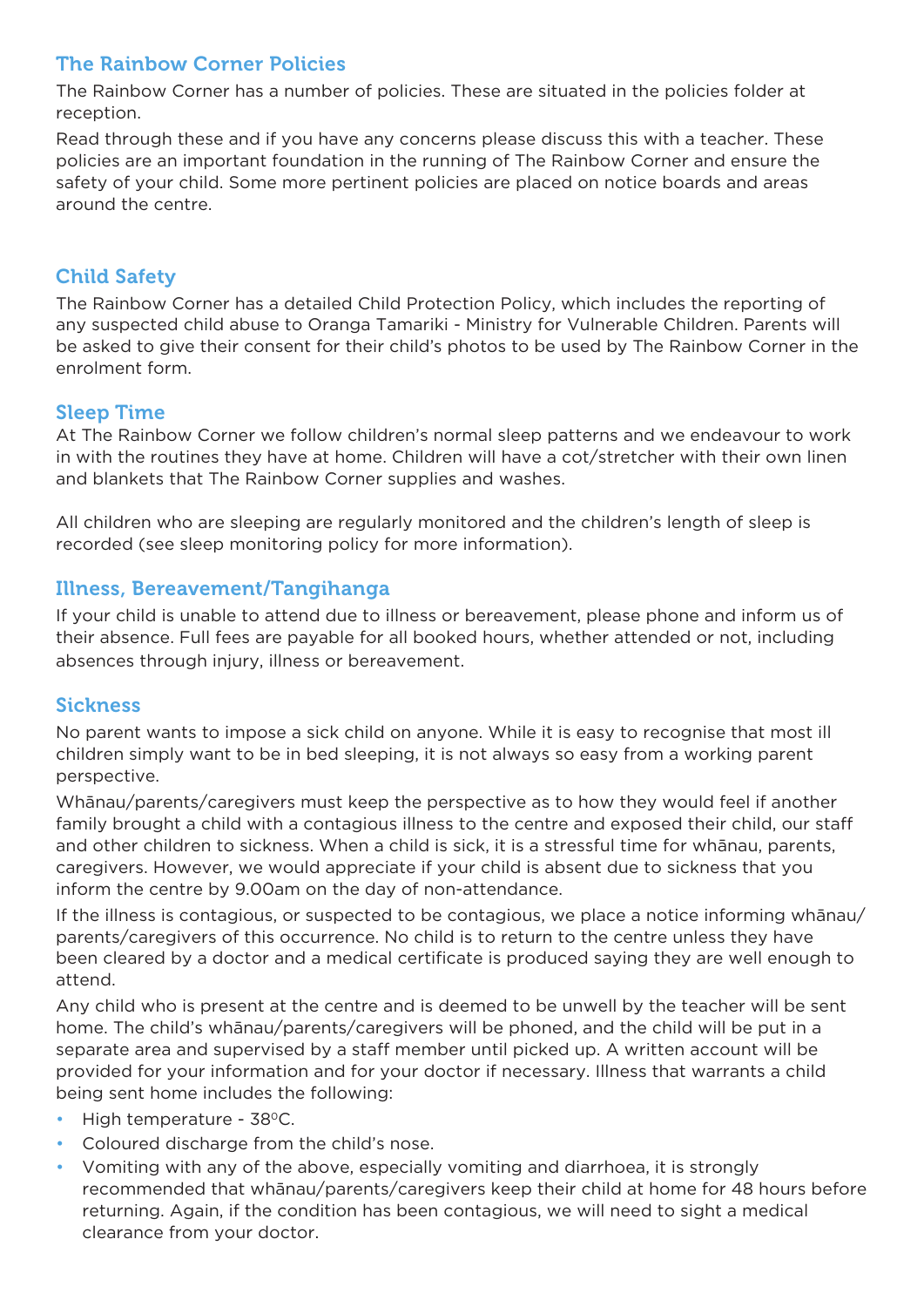## The Rainbow Corner Policies

The Rainbow Corner has a number of policies. These are situated in the policies folder at reception.

Read through these and if you have any concerns please discuss this with a teacher. These policies are an important foundation in the running of The Rainbow Corner and ensure the safety of your child. Some more pertinent policies are placed on notice boards and areas around the centre.

## Child Safety

The Rainbow Corner has a detailed Child Protection Policy, which includes the reporting of any suspected child abuse to Oranga Tamariki - Ministry for Vulnerable Children. Parents will be asked to give their consent for their child's photos to be used by The Rainbow Corner in the enrolment form.

## Sleep Time

At The Rainbow Corner we follow children's normal sleep patterns and we endeavour to work in with the routines they have at home. Children will have a cot/stretcher with their own linen and blankets that The Rainbow Corner supplies and washes.

All children who are sleeping are regularly monitored and the children's length of sleep is recorded (see sleep monitoring policy for more information).

## Illness, Bereavement/Tangihanga

If your child is unable to attend due to illness or bereavement, please phone and inform us of their absence. Full fees are payable for all booked hours, whether attended or not, including absences through injury, illness or bereavement.

## Sickness

No parent wants to impose a sick child on anyone. While it is easy to recognise that most ill children simply want to be in bed sleeping, it is not always so easy from a working parent perspective.

Whānau/parents/caregivers must keep the perspective as to how they would feel if another family brought a child with a contagious illness to the centre and exposed their child, our staff and other children to sickness. When a child is sick, it is a stressful time for whānau, parents, caregivers. However, we would appreciate if your child is absent due to sickness that you inform the centre by 9.00am on the day of non-attendance.

If the illness is contagious, or suspected to be contagious, we place a notice informing whānau/ parents/caregivers of this occurrence. No child is to return to the centre unless they have been cleared by a doctor and a medical certificate is produced saying they are well enough to attend.

Any child who is present at the centre and is deemed to be unwell by the teacher will be sent home. The child's whānau/parents/caregivers will be phoned, and the child will be put in a separate area and supervised by a staff member until picked up. A written account will be provided for your information and for your doctor if necessary. Illness that warrants a child being sent home includes the following:

- High temperature - 38°C.
- Coloured discharge from the child's nose.
- Vomiting with any of the above, especially vomiting and diarrhoea, it is strongly recommended that whānau/parents/caregivers keep their child at home for 48 hours before returning. Again, if the condition has been contagious, we will need to sight a medical clearance from your doctor.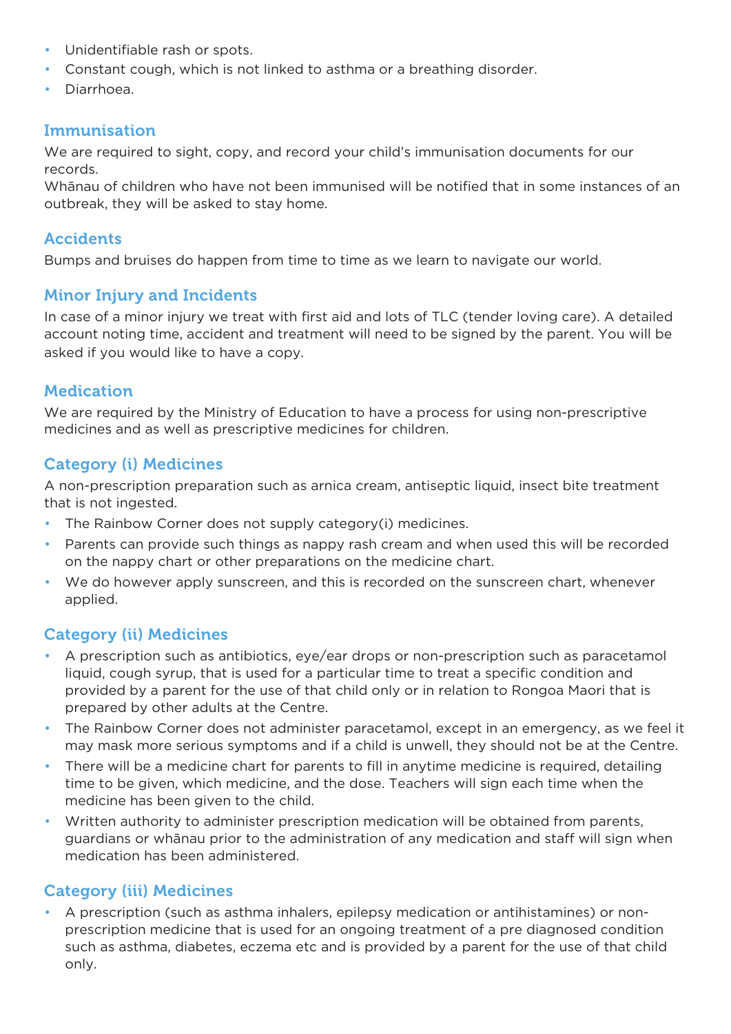- Unidentifiable rash or spots.
- Constant cough, which is not linked to asthma or a breathing disorder.
- Diarrhoea.

## Immunisation

We are required to sight, copy, and record your child's immunisation documents for our records.
Whānau of children who have not been immunised will be notified that in some instances of an outbreak, they will be asked to stay home.

## Accidents

Bumps and bruises do happen from time to time as we learn to navigate our world.

## Minor Injury and Incidents

In case of a minor injury we treat with first aid and lots of TLC (tender loving care). A detailed account noting time, accident and treatment will need to be signed by the parent. You will be asked if you would like to have a copy.

## Medication

We are required by the Ministry of Education to have a process for using non-prescriptive medicines and as well as prescriptive medicines for children.

## Category (i) Medicines

A non-prescription preparation such as arnica cream, antiseptic liquid, insect bite treatment that is not ingested.

- The Rainbow Corner does not supply category(i) medicines.
- Parents can provide such things as nappy rash cream and when used this will be recorded on the nappy chart or other preparations on the medicine chart.
- We do however apply sunscreen, and this is recorded on the sunscreen chart, whenever applied.

## Category (ii) Medicines

- A prescription such as antibiotics, eye/ear drops or non-prescription such as paracetamol liquid, cough syrup, that is used for a particular time to treat a specific condition and provided by a parent for the use of that child only or in relation to Rongoa Maori that is prepared by other adults at the Centre.
- The Rainbow Corner does not administer paracetamol, except in an emergency, as we feel it may mask more serious symptoms and if a child is unwell, they should not be at the Centre.
- There will be a medicine chart for parents to fill in anytime medicine is required, detailing time to be given, which medicine, and the dose. Teachers will sign each time when the medicine has been given to the child.
- Written authority to administer prescription medication will be obtained from parents, guardians or whānau prior to the administration of any medication and staff will sign when medication has been administered.

## Category (iii) Medicines

- A prescription (such as asthma inhalers, epilepsy medication or antihistamines) or non-prescription medicine that is used for an ongoing treatment of a pre diagnosed condition such as asthma, diabetes, eczema etc and is provided by a parent for the use of that child only.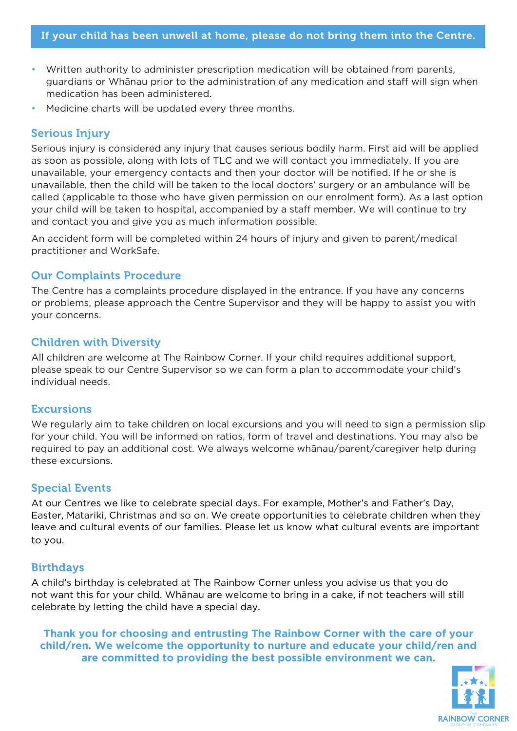**If your child has been unwell at home, please do not bring them into the Centre.**

- Written authority to administer prescription medication will be obtained from parents, guardians or Whānau prior to the administration of any medication and staff will sign when medication has been administered.
- Medicine charts will be updated every three months.

## Serious Injury

Serious injury is considered any injury that causes serious bodily harm. First aid will be applied as soon as possible, along with lots of TLC and we will contact you immediately. If you are unavailable, your emergency contacts and then your doctor will be notified. If he or she is unavailable, then the child will be taken to the local doctors' surgery or an ambulance will be called (applicable to those who have given permission on our enrolment form). As a last option your child will be taken to hospital, accompanied by a staff member. We will continue to try and contact you and give you as much information possible.

An accident form will be completed within 24 hours of injury and given to parent/medical practitioner and WorkSafe.

## Our Complaints Procedure

The Centre has a complaints procedure displayed in the entrance. If you have any concerns or problems, please approach the Centre Supervisor and they will be happy to assist you with your concerns.

## Children with Diversity

All children are welcome at The Rainbow Corner. If your child requires additional support, please speak to our Centre Supervisor so we can form a plan to accommodate your child's individual needs.

## Excursions

We regularly aim to take children on local excursions and you will need to sign a permission slip for your child. You will be informed on ratios, form of travel and destinations. You may also be required to pay an additional cost. We always welcome whānau/parent/caregiver help during these excursions.

## Special Events

At our Centres we like to celebrate special days. For example, Mother's and Father's Day, Easter, Matariki, Christmas and so on. We create opportunities to celebrate children when they leave and cultural events of our families. Please let us know what cultural events are important to you.

## Birthdays

A child's birthday is celebrated at The Rainbow Corner unless you advise us that you do not want this for your child. Whānau are welcome to bring in a cake, if not teachers will still celebrate by letting the child have a special day.

**Thank you for choosing and entrusting The Rainbow Corner with the care of your child/ren. We welcome the opportunity to nurture and educate your child/ren and are committed to providing the best possible environment we can.**

THE RAINBOW CORNER
GROUP OF COMPANIES